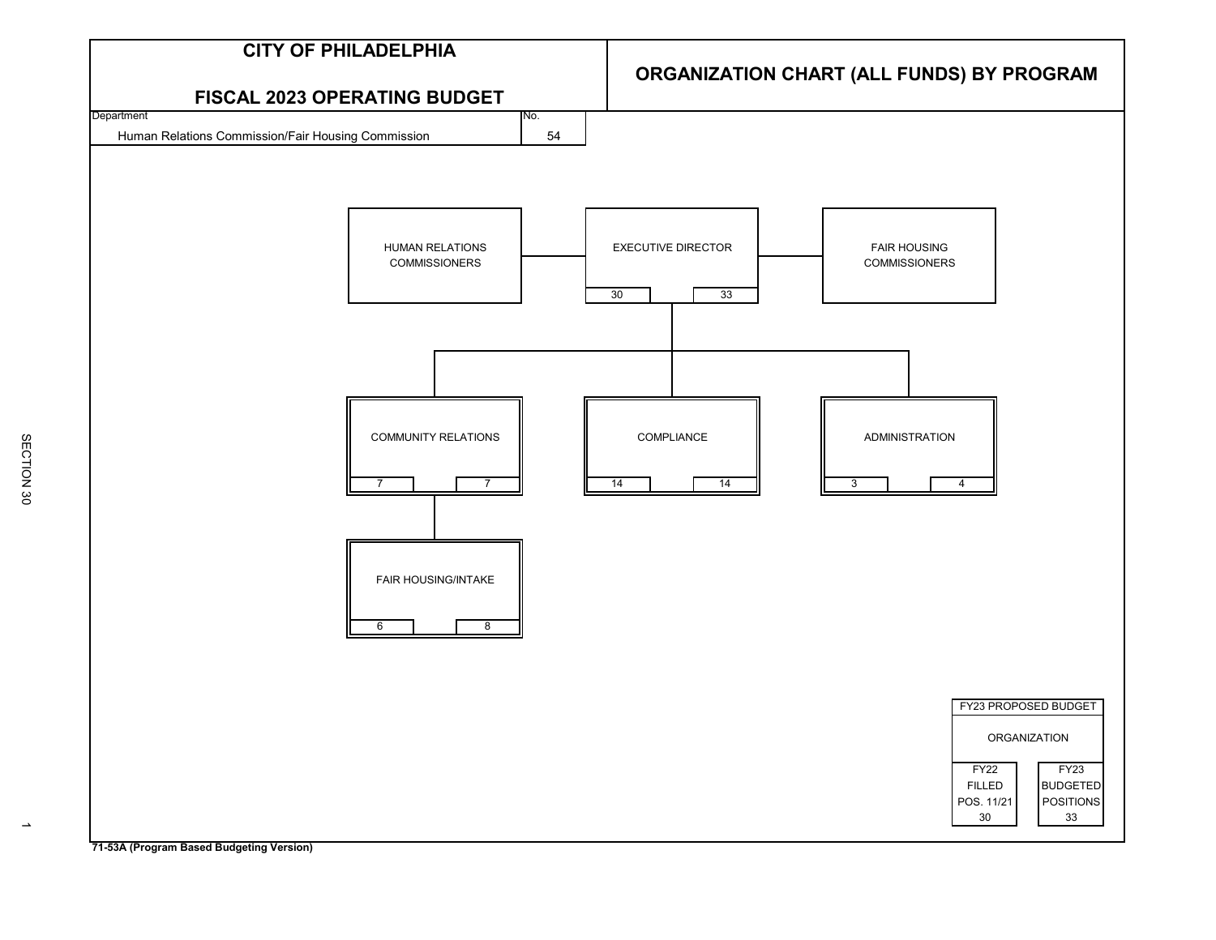# CITY OF PHILADELPHIA

## FISCAL 2023 OPERATING BUDGET

## ORGANIZATION CHART (ALL FUNDS) BY PROGRAM

| Department | No. |
|---|---|
| Human Relations Commission/Fair Housing Commission | 54 |

- HUMAN RELATIONS COMMISSIONERS
- EXECUTIVE DIRECTOR — 30 | 33
- FAIR HOUSING COMMISSIONERS

Reporting to Executive Director:

- COMMUNITY RELATIONS — 7 | 7
  - FAIR HOUSING/INTAKE — 6 | 8
- COMPLIANCE — 14 | 14
- ADMINISTRATION — 3 | 4

| FY23 PROPOSED BUDGET | |
|---|---|
| ORGANIZATION | |
| FY22 FILLED POS. 11/21 | FY23 BUDGETED POSITIONS |
| 30 | 33 |

SECTION 30

71-53A (Program Based Budgeting Version)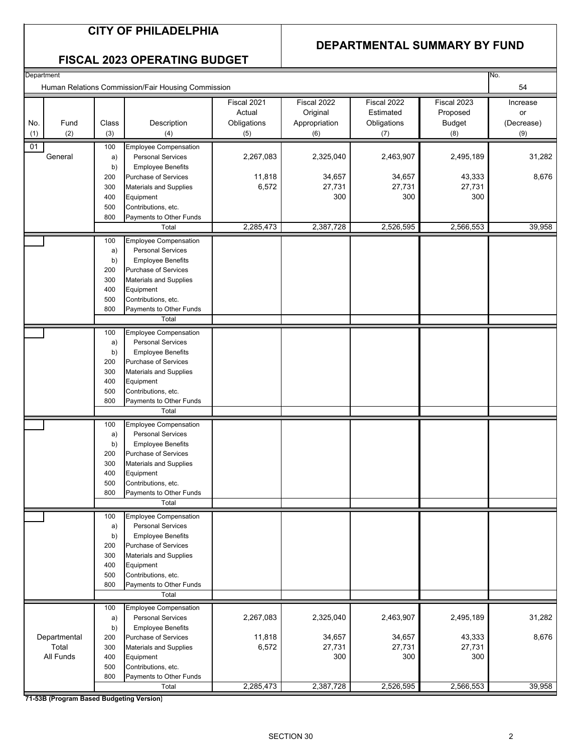# CITY OF PHILADELPHIA

## FISCAL 2023 OPERATING BUDGET

## DEPARTMENTAL SUMMARY BY FUND

Department: Human Relations Commission/Fair Housing Commission

No.: 54

| No. (1) | Fund (2) | Class (3) | Description (4) | Fiscal 2021 Actual Obligations (5) | Fiscal 2022 Original Appropriation (6) | Fiscal 2022 Estimated Obligations (7) | Fiscal 2023 Proposed Budget (8) | Increase or (Decrease) (9) |
|---|---|---|---|---|---|---|---|---|
| 01 | General | 100 | Employee Compensation | | | | | |
| | | a) | Personal Services | 2,267,083 | 2,325,040 | 2,463,907 | 2,495,189 | 31,282 |
| | | b) | Employee Benefits | | | | | |
| | | 200 | Purchase of Services | 11,818 | 34,657 | 34,657 | 43,333 | 8,676 |
| | | 300 | Materials and Supplies | 6,572 | 27,731 | 27,731 | 27,731 | |
| | | 400 | Equipment | | 300 | 300 | 300 | |
| | | 500 | Contributions, etc. | | | | | |
| | | 800 | Payments to Other Funds | | | | | |
| | | | Total | 2,285,473 | 2,387,728 | 2,526,595 | 2,566,553 | 39,958 |
| | | 100 | Employee Compensation | | | | | |
| | | a) | Personal Services | | | | | |
| | | b) | Employee Benefits | | | | | |
| | | 200 | Purchase of Services | | | | | |
| | | 300 | Materials and Supplies | | | | | |
| | | 400 | Equipment | | | | | |
| | | 500 | Contributions, etc. | | | | | |
| | | 800 | Payments to Other Funds | | | | | |
| | | | Total | | | | | |
| | | 100 | Employee Compensation | | | | | |
| | | a) | Personal Services | | | | | |
| | | b) | Employee Benefits | | | | | |
| | | 200 | Purchase of Services | | | | | |
| | | 300 | Materials and Supplies | | | | | |
| | | 400 | Equipment | | | | | |
| | | 500 | Contributions, etc. | | | | | |
| | | 800 | Payments to Other Funds | | | | | |
| | | | Total | | | | | |
| | | 100 | Employee Compensation | | | | | |
| | | a) | Personal Services | | | | | |
| | | b) | Employee Benefits | | | | | |
| | | 200 | Purchase of Services | | | | | |
| | | 300 | Materials and Supplies | | | | | |
| | | 400 | Equipment | | | | | |
| | | 500 | Contributions, etc. | | | | | |
| | | 800 | Payments to Other Funds | | | | | |
| | | | Total | | | | | |
| | | 100 | Employee Compensation | | | | | |
| | | a) | Personal Services | | | | | |
| | | b) | Employee Benefits | | | | | |
| | | 200 | Purchase of Services | | | | | |
| | | 300 | Materials and Supplies | | | | | |
| | | 400 | Equipment | | | | | |
| | | 500 | Contributions, etc. | | | | | |
| | | 800 | Payments to Other Funds | | | | | |
| | | | Total | | | | | |
| | Departmental Total All Funds | 100 | Employee Compensation | | | | | |
| | | a) | Personal Services | 2,267,083 | 2,325,040 | 2,463,907 | 2,495,189 | 31,282 |
| | | b) | Employee Benefits | | | | | |
| | | 200 | Purchase of Services | 11,818 | 34,657 | 34,657 | 43,333 | 8,676 |
| | | 300 | Materials and Supplies | 6,572 | 27,731 | 27,731 | 27,731 | |
| | | 400 | Equipment | | 300 | 300 | 300 | |
| | | 500 | Contributions, etc. | | | | | |
| | | 800 | Payments to Other Funds | | | | | |
| | | | Total | 2,285,473 | 2,387,728 | 2,526,595 | 2,566,553 | 39,958 |

**71-53B (Program Based Budgeting Version)**

SECTION 30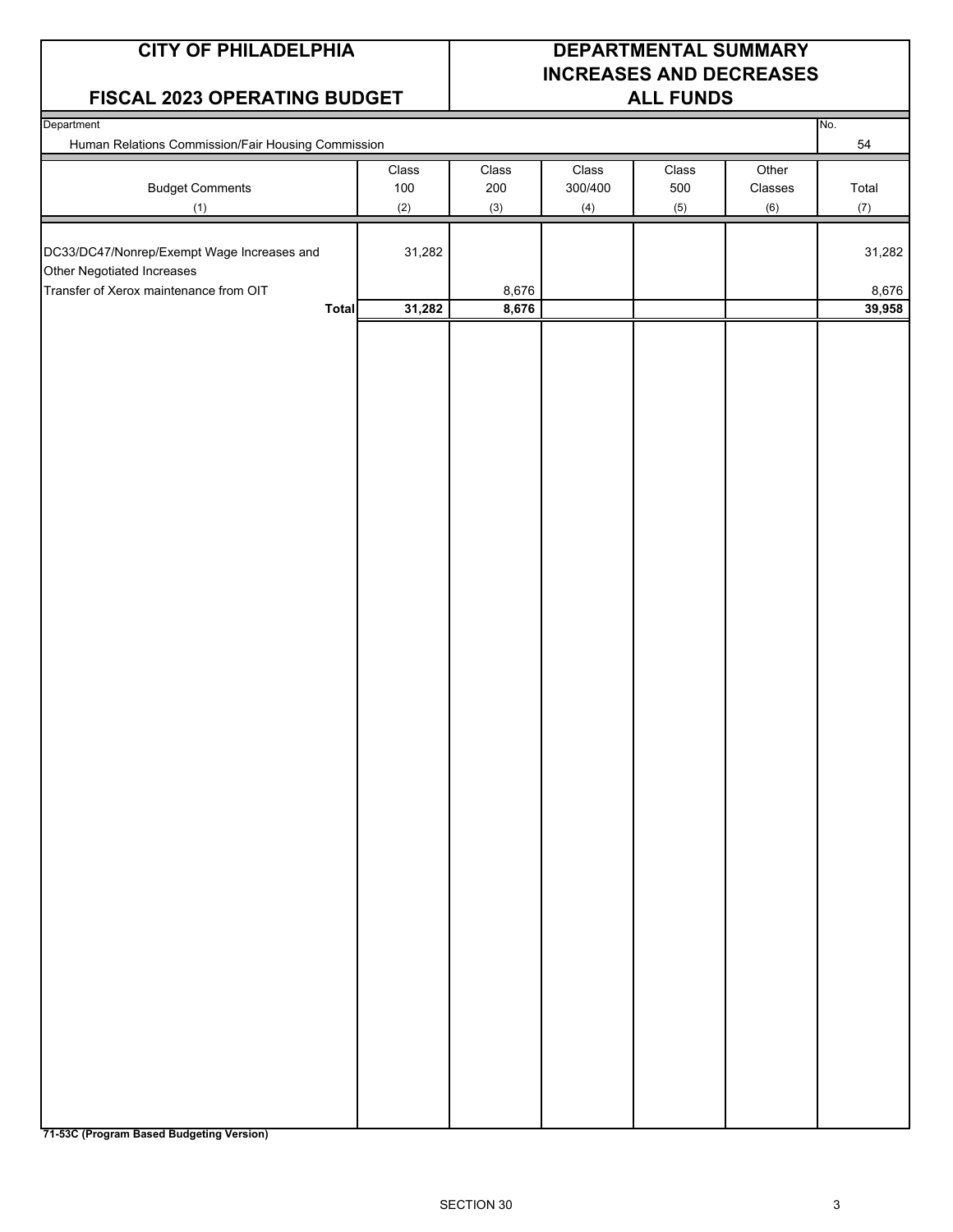**CITY OF PHILADELPHIA**

**FISCAL 2023 OPERATING BUDGET**

**DEPARTMENTAL SUMMARY INCREASES AND DECREASES ALL FUNDS**

Department: Human Relations Commission/Fair Housing Commission

No. 54

| Budget Comments (1) | Class 100 (2) | Class 200 (3) | Class 300/400 (4) | Class 500 (5) | Other Classes (6) | Total (7) |
|---|---|---|---|---|---|---|
| DC33/DC47/Nonrep/Exempt Wage Increases and Other Negotiated Increases | 31,282 | | | | | 31,282 |
| Transfer of Xerox maintenance from OIT | | 8,676 | | | | 8,676 |
| **Total** | **31,282** | **8,676** | | | | **39,958** |

**71-53C (Program Based Budgeting Version)**

SECTION 30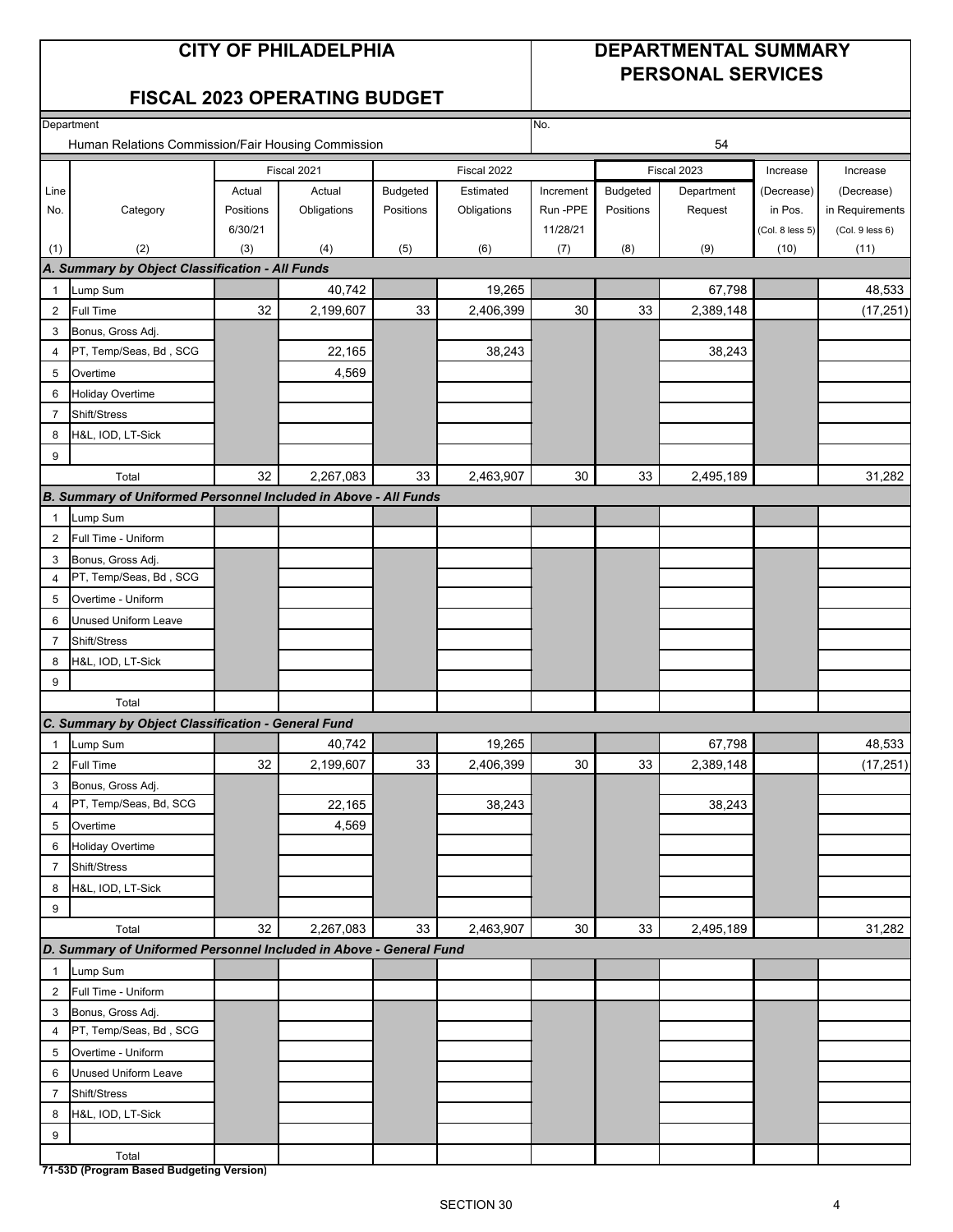# CITY OF PHILADELPHIA

## FISCAL 2023 OPERATING BUDGET

## DEPARTMENTAL SUMMARY PERSONAL SERVICES

Department: Human Relations Commission/Fair Housing Commission

No.: 54

| Line No. | Category | Fiscal 2021 Actual Positions 6/30/21 | Fiscal 2021 Actual Obligations | Fiscal 2022 Budgeted Positions | Fiscal 2022 Estimated Obligations | Increment Run -PPE 11/28/21 | Fiscal 2023 Budgeted Positions | Fiscal 2023 Department Request | Increase (Decrease) in Pos. (Col. 8 less 5) | Increase (Decrease) in Requirements (Col. 9 less 6) |
|---|---|---|---|---|---|---|---|---|---|---|
| (1) | (2) | (3) | (4) | (5) | (6) | (7) | (8) | (9) | (10) | (11) |
| **A. Summary by Object Classification - All Funds** | | | | | | | | | | |
| 1 | Lump Sum | | 40,742 | | 19,265 | | | 67,798 | | 48,533 |
| 2 | Full Time | 32 | 2,199,607 | 33 | 2,406,399 | 30 | 33 | 2,389,148 | | (17,251) |
| 3 | Bonus, Gross Adj. | | | | | | | | | |
| 4 | PT, Temp/Seas, Bd , SCG | | 22,165 | | 38,243 | | | 38,243 | | |
| 5 | Overtime | | 4,569 | | | | | | | |
| 6 | Holiday Overtime | | | | | | | | | |
| 7 | Shift/Stress | | | | | | | | | |
| 8 | H&L, IOD, LT-Sick | | | | | | | | | |
| 9 | | | | | | | | | | |
| | Total | 32 | 2,267,083 | 33 | 2,463,907 | 30 | 33 | 2,495,189 | | 31,282 |
| **B. Summary of Uniformed Personnel Included in Above - All Funds** | | | | | | | | | | |
| 1 | Lump Sum | | | | | | | | | |
| 2 | Full Time - Uniform | | | | | | | | | |
| 3 | Bonus, Gross Adj. | | | | | | | | | |
| 4 | PT, Temp/Seas, Bd , SCG | | | | | | | | | |
| 5 | Overtime - Uniform | | | | | | | | | |
| 6 | Unused Uniform Leave | | | | | | | | | |
| 7 | Shift/Stress | | | | | | | | | |
| 8 | H&L, IOD, LT-Sick | | | | | | | | | |
| 9 | | | | | | | | | | |
| | Total | | | | | | | | | |
| **C. Summary by Object Classification - General Fund** | | | | | | | | | | |
| 1 | Lump Sum | | 40,742 | | 19,265 | | | 67,798 | | 48,533 |
| 2 | Full Time | 32 | 2,199,607 | 33 | 2,406,399 | 30 | 33 | 2,389,148 | | (17,251) |
| 3 | Bonus, Gross Adj. | | | | | | | | | |
| 4 | PT, Temp/Seas, Bd, SCG | | 22,165 | | 38,243 | | | 38,243 | | |
| 5 | Overtime | | 4,569 | | | | | | | |
| 6 | Holiday Overtime | | | | | | | | | |
| 7 | Shift/Stress | | | | | | | | | |
| 8 | H&L, IOD, LT-Sick | | | | | | | | | |
| 9 | | | | | | | | | | |
| | Total | 32 | 2,267,083 | 33 | 2,463,907 | 30 | 33 | 2,495,189 | | 31,282 |
| **D. Summary of Uniformed Personnel Included in Above - General Fund** | | | | | | | | | | |
| 1 | Lump Sum | | | | | | | | | |
| 2 | Full Time - Uniform | | | | | | | | | |
| 3 | Bonus, Gross Adj. | | | | | | | | | |
| 4 | PT, Temp/Seas, Bd , SCG | | | | | | | | | |
| 5 | Overtime - Uniform | | | | | | | | | |
| 6 | Unused Uniform Leave | | | | | | | | | |
| 7 | Shift/Stress | | | | | | | | | |
| 8 | H&L, IOD, LT-Sick | | | | | | | | | |
| 9 | | | | | | | | | | |
| | Total | | | | | | | | | |

**71-53D (Program Based Budgeting Version)**

SECTION 30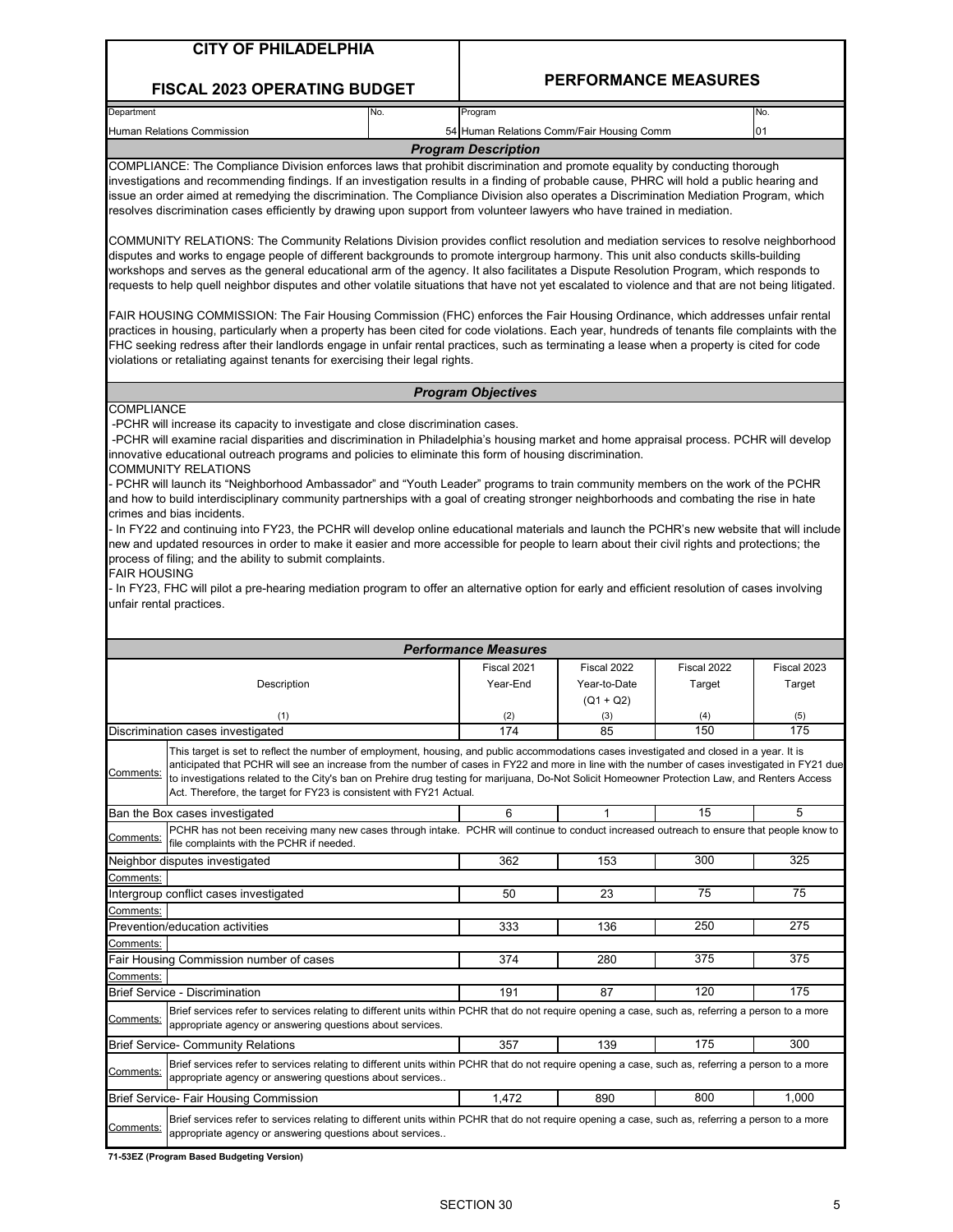# CITY OF PHILADELPHIA

## FISCAL 2023 OPERATING BUDGET

## PERFORMANCE MEASURES

| Department | No. | Program | No. |
|---|---|---|---|
| Human Relations Commission | 54 | Human Relations Comm/Fair Housing Comm | 01 |

### *Program Description*

COMPLIANCE: The Compliance Division enforces laws that prohibit discrimination and promote equality by conducting thorough investigations and recommending findings. If an investigation results in a finding of probable cause, PHRC will hold a public hearing and issue an order aimed at remedying the discrimination. The Compliance Division also operates a Discrimination Mediation Program, which resolves discrimination cases efficiently by drawing upon support from volunteer lawyers who have trained in mediation.

COMMUNITY RELATIONS: The Community Relations Division provides conflict resolution and mediation services to resolve neighborhood disputes and works to engage people of different backgrounds to promote intergroup harmony. This unit also conducts skills-building workshops and serves as the general educational arm of the agency. It also facilitates a Dispute Resolution Program, which responds to requests to help quell neighbor disputes and other volatile situations that have not yet escalated to violence and that are not being litigated.

FAIR HOUSING COMMISSION: The Fair Housing Commission (FHC) enforces the Fair Housing Ordinance, which addresses unfair rental practices in housing, particularly when a property has been cited for code violations. Each year, hundreds of tenants file complaints with the FHC seeking redress after their landlords engage in unfair rental practices, such as terminating a lease when a property is cited for code violations or retaliating against tenants for exercising their legal rights.

### *Program Objectives*

COMPLIANCE

- PCHR will increase its capacity to investigate and close discrimination cases.
- PCHR will examine racial disparities and discrimination in Philadelphia's housing market and home appraisal process. PCHR will develop innovative educational outreach programs and policies to eliminate this form of housing discrimination.

COMMUNITY RELATIONS

- PCHR will launch its "Neighborhood Ambassador" and "Youth Leader" programs to train community members on the work of the PCHR and how to build interdisciplinary community partnerships with a goal of creating stronger neighborhoods and combating the rise in hate crimes and bias incidents.
- In FY22 and continuing into FY23, the PCHR will develop online educational materials and launch the PCHR's new website that will include new and updated resources in order to make it easier and more accessible for people to learn about their civil rights and protections; the process of filing; and the ability to submit complaints.

FAIR HOUSING

- In FY23, FHC will pilot a pre-hearing mediation program to offer an alternative option for early and efficient resolution of cases involving unfair rental practices.

### *Performance Measures*

| Description | Fiscal 2021 Year-End | Fiscal 2022 Year-to-Date (Q1 + Q2) | Fiscal 2022 Target | Fiscal 2023 Target |
|---|---|---|---|---|
| (1) | (2) | (3) | (4) | (5) |
| Discrimination cases investigated | 174 | 85 | 150 | 175 |
| Comments: This target is set to reflect the number of employment, housing, and public accommodations cases investigated and closed in a year. It is anticipated that PCHR will see an increase from the number of cases in FY22 and more in line with the number of cases investigated in FY21 due to investigations related to the City's ban on Prehire drug testing for marijuana, Do-Not Solicit Homeowner Protection Law, and Renters Access Act. Therefore, the target for FY23 is consistent with FY21 Actual. | | | | |
| Ban the Box cases investigated | 6 | 1 | 15 | 5 |
| Comments: PCHR has not been receiving many new cases through intake. PCHR will continue to conduct increased outreach to ensure that people know to file complaints with the PCHR if needed. | | | | |
| Neighbor disputes investigated | 362 | 153 | 300 | 325 |
| Comments: | | | | |
| Intergroup conflict cases investigated | 50 | 23 | 75 | 75 |
| Comments: | | | | |
| Prevention/education activities | 333 | 136 | 250 | 275 |
| Comments: | | | | |
| Fair Housing Commission number of cases | 374 | 280 | 375 | 375 |
| Comments: | | | | |
| Brief Service - Discrimination | 191 | 87 | 120 | 175 |
| Comments: Brief services refer to services relating to different units within PCHR that do not require opening a case, such as, referring a person to a more appropriate agency or answering questions about services. | | | | |
| Brief Service- Community Relations | 357 | 139 | 175 | 300 |
| Comments: Brief services refer to services relating to different units within PCHR that do not require opening a case, such as, referring a person to a more appropriate agency or answering questions about services.. | | | | |
| Brief Service- Fair Housing Commission | 1,472 | 890 | 800 | 1,000 |
| Comments: Brief services refer to services relating to different units within PCHR that do not require opening a case, such as, referring a person to a more appropriate agency or answering questions about services.. | | | | |

71-53EZ (Program Based Budgeting Version)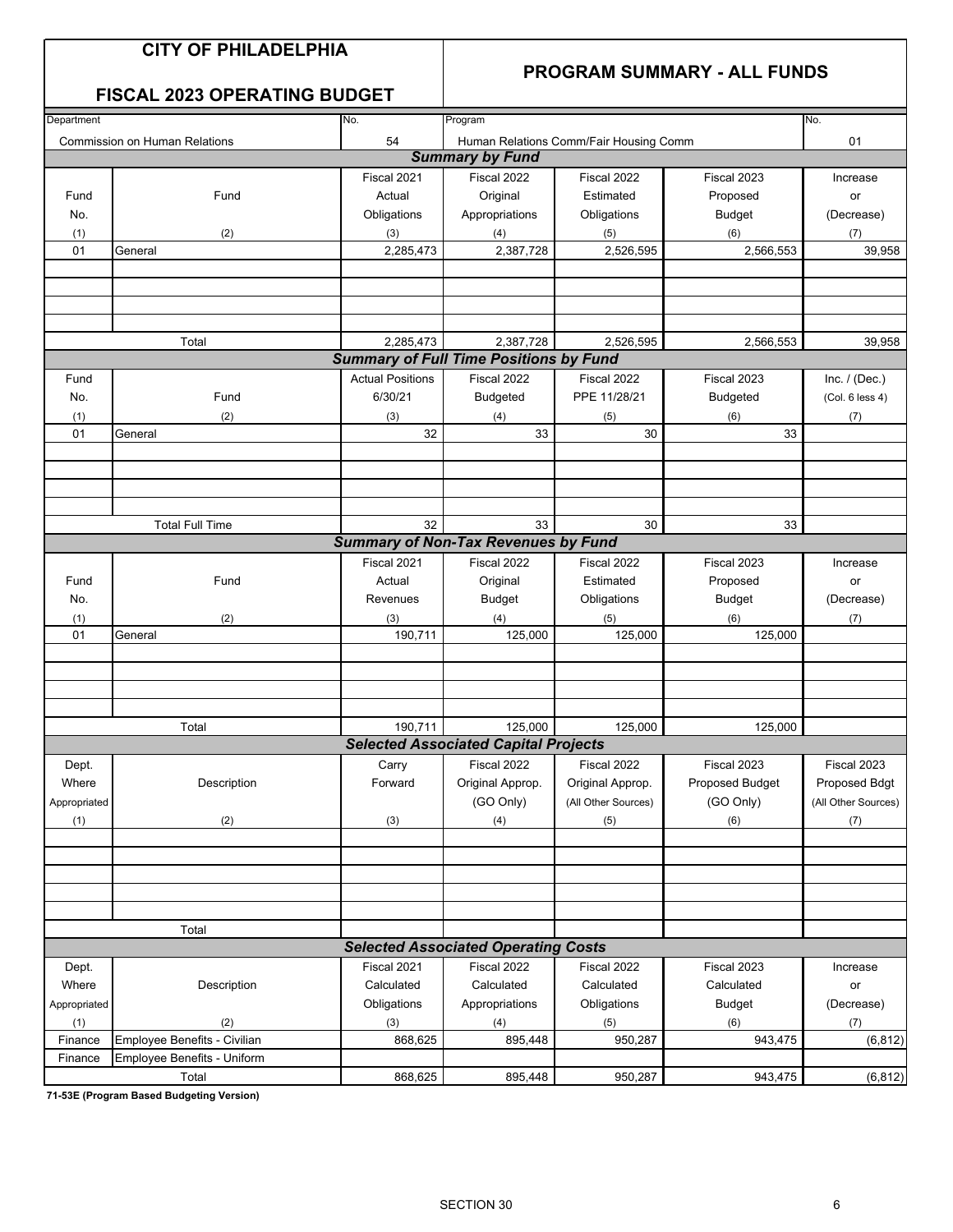# CITY OF PHILADELPHIA

## FISCAL 2023 OPERATING BUDGET

## PROGRAM SUMMARY - ALL FUNDS

| Department | No. | Program | No. |
|---|---|---|---|
| Commission on Human Relations | 54 | Human Relations Comm/Fair Housing Comm | 01 |

### Summary by Fund

| Fund No. | Fund | Fiscal 2021 Actual Obligations | Fiscal 2022 Original Appropriations | Fiscal 2022 Estimated Obligations | Fiscal 2023 Proposed Budget | Increase or (Decrease) |
|---|---|---|---|---|---|---|
| (1) | (2) | (3) | (4) | (5) | (6) | (7) |
| 01 | General | 2,285,473 | 2,387,728 | 2,526,595 | 2,566,553 | 39,958 |
| | Total | 2,285,473 | 2,387,728 | 2,526,595 | 2,566,553 | 39,958 |

### Summary of Full Time Positions by Fund

| Fund No. | Fund | Actual Positions 6/30/21 | Fiscal 2022 Budgeted | Fiscal 2022 PPE 11/28/21 | Fiscal 2023 Budgeted | Inc. / (Dec.) (Col. 6 less 4) |
|---|---|---|---|---|---|---|
| (1) | (2) | (3) | (4) | (5) | (6) | (7) |
| 01 | General | 32 | 33 | 30 | 33 | |
| | Total Full Time | 32 | 33 | 30 | 33 | |

### Summary of Non-Tax Revenues by Fund

| Fund No. | Fund | Fiscal 2021 Actual Revenues | Fiscal 2022 Original Budget | Fiscal 2022 Estimated Obligations | Fiscal 2023 Proposed Budget | Increase or (Decrease) |
|---|---|---|---|---|---|---|
| (1) | (2) | (3) | (4) | (5) | (6) | (7) |
| 01 | General | 190,711 | 125,000 | 125,000 | 125,000 | |
| | Total | 190,711 | 125,000 | 125,000 | 125,000 | |

### Selected Associated Capital Projects

| Dept. Where Appropriated | Description | Carry Forward | Fiscal 2022 Original Approp. (GO Only) | Fiscal 2022 Original Approp. (All Other Sources) | Fiscal 2023 Proposed Budget (GO Only) | Fiscal 2023 Proposed Bdgt (All Other Sources) |
|---|---|---|---|---|---|---|
| (1) | (2) | (3) | (4) | (5) | (6) | (7) |
| | Total | | | | | |

### Selected Associated Operating Costs

| Dept. Where Appropriated | Description | Fiscal 2021 Calculated Obligations | Fiscal 2022 Calculated Appropriations | Fiscal 2022 Calculated Obligations | Fiscal 2023 Calculated Budget | Increase or (Decrease) |
|---|---|---|---|---|---|---|
| (1) | (2) | (3) | (4) | (5) | (6) | (7) |
| Finance | Employee Benefits - Civilian | 868,625 | 895,448 | 950,287 | 943,475 | (6,812) |
| Finance | Employee Benefits - Uniform | | | | | |
| | Total | 868,625 | 895,448 | 950,287 | 943,475 | (6,812) |

**71-53E (Program Based Budgeting Version)**

SECTION 30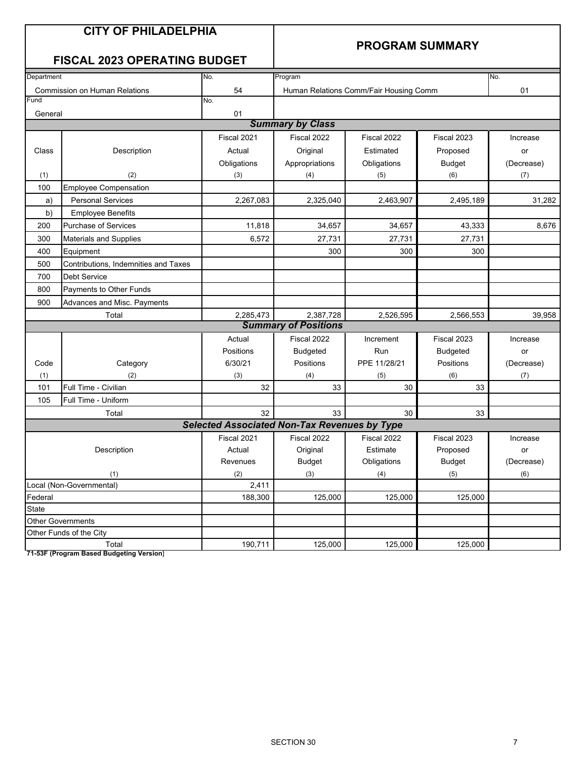# CITY OF PHILADELPHIA

## FISCAL 2023 OPERATING BUDGET

## PROGRAM SUMMARY

| Department | No. | Program | No. |
|---|---|---|---|
| Commission on Human Relations | 54 | Human Relations Comm/Fair Housing Comm | 01 |
| Fund | No. | | |
| General | 01 | | |

### Summary by Class

| Class (1) | Description (2) | Fiscal 2021 Actual Obligations (3) | Fiscal 2022 Original Appropriations (4) | Fiscal 2022 Estimated Obligations (5) | Fiscal 2023 Proposed Budget (6) | Increase or (Decrease) (7) |
|---|---|---|---|---|---|---|
| 100 | Employee Compensation | | | | | |
| a) | Personal Services | 2,267,083 | 2,325,040 | 2,463,907 | 2,495,189 | 31,282 |
| b) | Employee Benefits | | | | | |
| 200 | Purchase of Services | 11,818 | 34,657 | 34,657 | 43,333 | 8,676 |
| 300 | Materials and Supplies | 6,572 | 27,731 | 27,731 | 27,731 | |
| 400 | Equipment | | 300 | 300 | 300 | |
| 500 | Contributions, Indemnities and Taxes | | | | | |
| 700 | Debt Service | | | | | |
| 800 | Payments to Other Funds | | | | | |
| 900 | Advances and Misc. Payments | | | | | |
| | Total | 2,285,473 | 2,387,728 | 2,526,595 | 2,566,553 | 39,958 |

### Summary of Positions

| Code (1) | Category (2) | Actual Positions 6/30/21 (3) | Fiscal 2022 Budgeted Positions (4) | Increment Run PPE 11/28/21 (5) | Fiscal 2023 Budgeted Positions (6) | Increase or (Decrease) (7) |
|---|---|---|---|---|---|---|
| 101 | Full Time - Civilian | 32 | 33 | 30 | 33 | |
| 105 | Full Time - Uniform | | | | | |
| | Total | 32 | 33 | 30 | 33 | |

### Selected Associated Non-Tax Revenues by Type

| Description (1) | Fiscal 2021 Actual Revenues (2) | Fiscal 2022 Original Budget (3) | Fiscal 2022 Estimate Obligations (4) | Fiscal 2023 Proposed Budget (5) | Increase or (Decrease) (6) |
|---|---|---|---|---|---|
| Local (Non-Governmental) | 2,411 | | | | |
| Federal | 188,300 | 125,000 | 125,000 | 125,000 | |
| State | | | | | |
| Other Governments | | | | | |
| Other Funds of the City | | | | | |
| Total | 190,711 | 125,000 | 125,000 | 125,000 | |

**71-53F (Program Based Budgeting Version)**

SECTION 30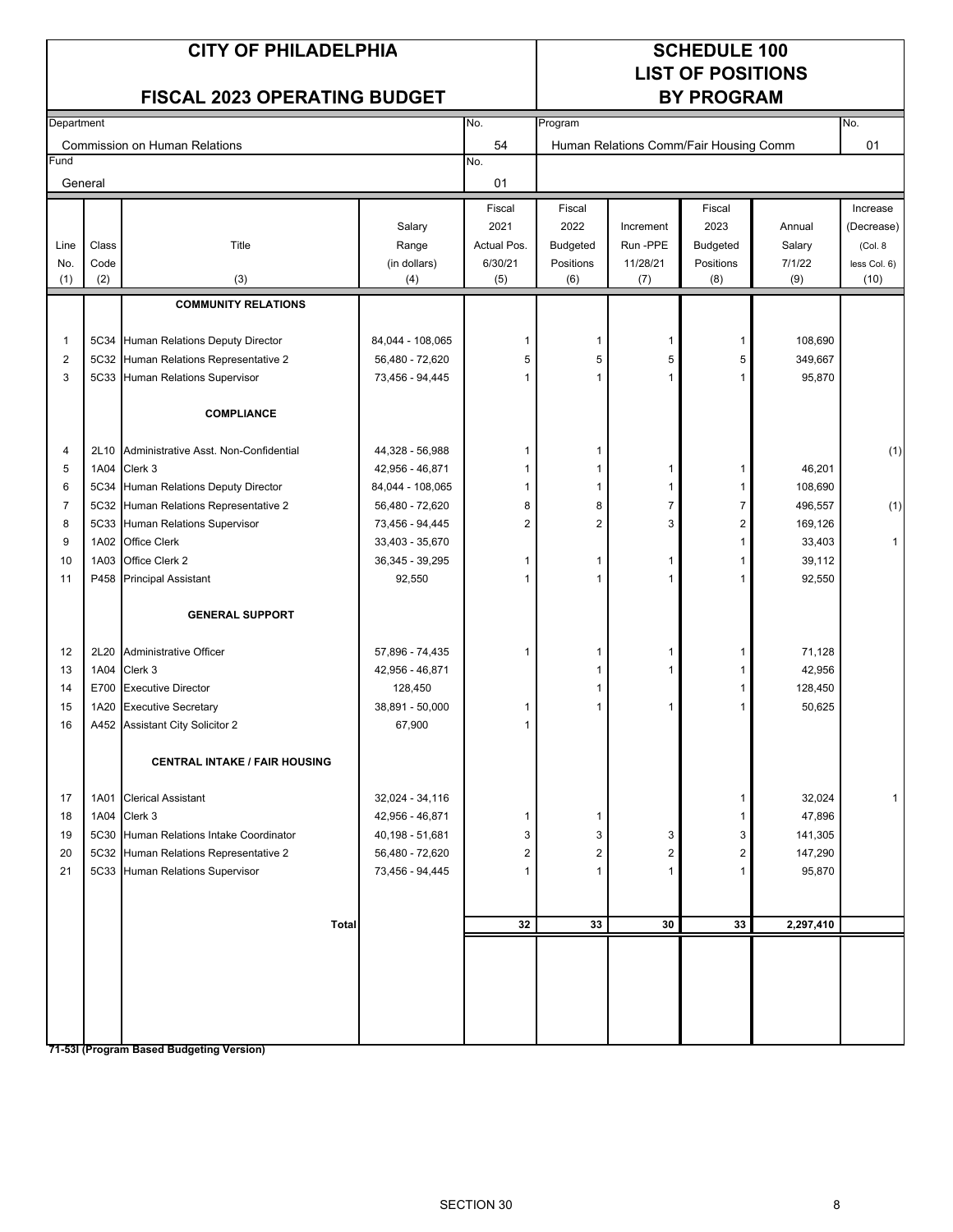# CITY OF PHILADELPHIA

## FISCAL 2023 OPERATING BUDGET

## SCHEDULE 100 LIST OF POSITIONS BY PROGRAM

| Department | No. | Program | No. |
|---|---|---|---|
| Commission on Human Relations | 54 | Human Relations Comm/Fair Housing Comm | 01 |
| Fund | No. | | |
| General | 01 | | |

| Line No. (1) | Class Code (2) | Title (3) | Salary Range (in dollars) (4) | Fiscal 2021 Actual Pos. 6/30/21 (5) | Fiscal 2022 Budgeted Positions (6) | Increment Run -PPE 11/28/21 (7) | Fiscal 2023 Budgeted Positions (8) | Annual Salary 7/1/22 (9) | Increase (Decrease) (Col. 8 less Col. 6) (10) |
|---|---|---|---|---|---|---|---|---|---|
| | | **COMMUNITY RELATIONS** | | | | | | | |
| 1 | 5C34 | Human Relations Deputy Director | 84,044 - 108,065 | 1 | 1 | 1 | 1 | 108,690 | |
| 2 | 5C32 | Human Relations Representative 2 | 56,480 - 72,620 | 5 | 5 | 5 | 5 | 349,667 | |
| 3 | 5C33 | Human Relations Supervisor | 73,456 - 94,445 | 1 | 1 | 1 | 1 | 95,870 | |
| | | **COMPLIANCE** | | | | | | | |
| 4 | 2L10 | Administrative Asst. Non-Confidential | 44,328 - 56,988 | 1 | 1 | | | | (1) |
| 5 | 1A04 | Clerk 3 | 42,956 - 46,871 | 1 | 1 | 1 | 1 | 46,201 | |
| 6 | 5C34 | Human Relations Deputy Director | 84,044 - 108,065 | 1 | 1 | 1 | 1 | 108,690 | |
| 7 | 5C32 | Human Relations Representative 2 | 56,480 - 72,620 | 8 | 8 | 7 | 7 | 496,557 | (1) |
| 8 | 5C33 | Human Relations Supervisor | 73,456 - 94,445 | 2 | 2 | 3 | 2 | 169,126 | |
| 9 | 1A02 | Office Clerk | 33,403 - 35,670 | | | | 1 | 33,403 | 1 |
| 10 | 1A03 | Office Clerk 2 | 36,345 - 39,295 | 1 | 1 | 1 | 1 | 39,112 | |
| 11 | P458 | Principal Assistant | 92,550 | 1 | 1 | 1 | 1 | 92,550 | |
| | | **GENERAL SUPPORT** | | | | | | | |
| 12 | 2L20 | Administrative Officer | 57,896 - 74,435 | 1 | 1 | 1 | 1 | 71,128 | |
| 13 | 1A04 | Clerk 3 | 42,956 - 46,871 | | 1 | 1 | 1 | 42,956 | |
| 14 | E700 | Executive Director | 128,450 | | 1 | | 1 | 128,450 | |
| 15 | 1A20 | Executive Secretary | 38,891 - 50,000 | 1 | 1 | 1 | 1 | 50,625 | |
| 16 | A452 | Assistant City Solicitor 2 | 67,900 | 1 | | | | | |
| | | **CENTRAL INTAKE / FAIR HOUSING** | | | | | | | |
| 17 | 1A01 | Clerical Assistant | 32,024 - 34,116 | | | | 1 | 32,024 | 1 |
| 18 | 1A04 | Clerk 3 | 42,956 - 46,871 | 1 | 1 | | 1 | 47,896 | |
| 19 | 5C30 | Human Relations Intake Coordinator | 40,198 - 51,681 | 3 | 3 | 3 | 3 | 141,305 | |
| 20 | 5C32 | Human Relations Representative 2 | 56,480 - 72,620 | 2 | 2 | 2 | 2 | 147,290 | |
| 21 | 5C33 | Human Relations Supervisor | 73,456 - 94,445 | 1 | 1 | 1 | 1 | 95,870 | |
| | | **Total** | | **32** | **33** | **30** | **33** | **2,297,410** | |

**71-53I (Program Based Budgeting Version)**

SECTION 30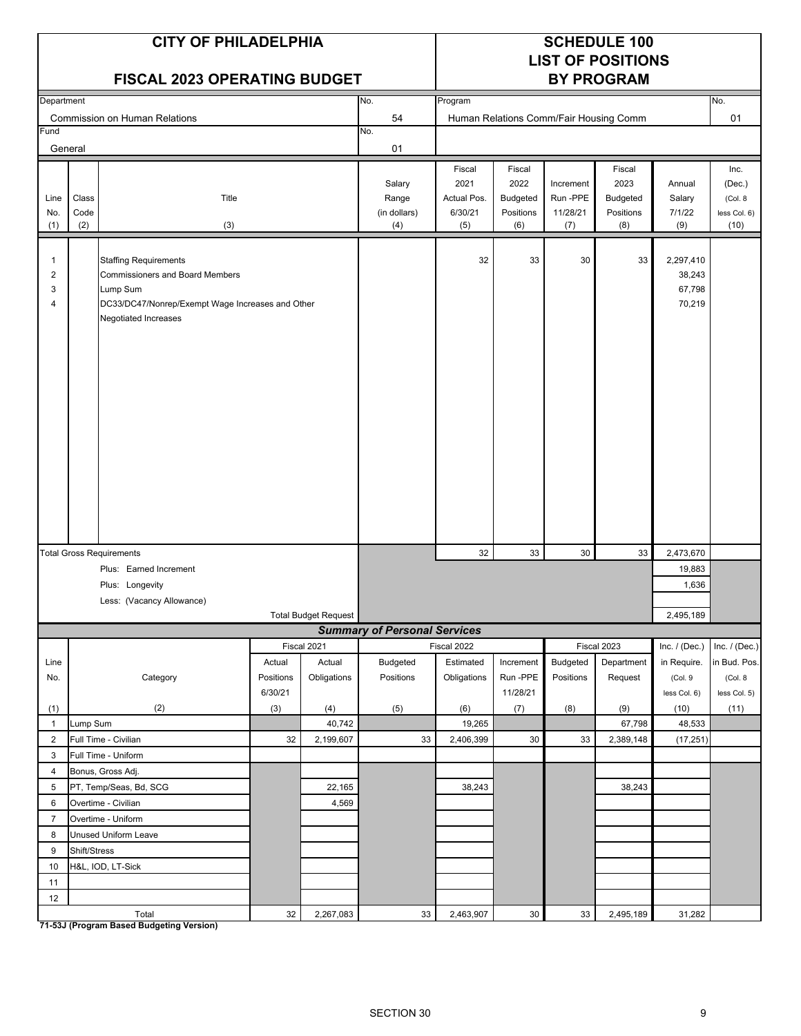# CITY OF PHILADELPHIA

## FISCAL 2023 OPERATING BUDGET

# SCHEDULE 100
## LIST OF POSITIONS BY PROGRAM

| Department | No. | Program | No. |
|---|---|---|---|
| Commission on Human Relations | 54 | Human Relations Comm/Fair Housing Comm | 01 |
| Fund | No. | | |
| General | 01 | | |

| Line No. (1) | Class Code (2) | Title (3) | Salary Range (in dollars) (4) | Fiscal 2021 Actual Pos. 6/30/21 (5) | Fiscal 2022 Budgeted Positions (6) | Increment Run -PPE 11/28/21 (7) | Fiscal 2023 Budgeted Positions (8) | Annual Salary 7/1/22 (9) | Inc. (Dec.) (Col. 8 less Col. 6) (10) |
|---|---|---|---|---|---|---|---|---|---|
| 1 | | Staffing Requirements | | 32 | 33 | 30 | 33 | 2,297,410 | |
| 2 | | Commissioners and Board Members | | | | | | 38,243 | |
| 3 | | Lump Sum | | | | | | 67,798 | |
| 4 | | DC33/DC47/Nonrep/Exempt Wage Increases and Other Negotiated Increases | | | | | | 70,219 | |
| | | Total Gross Requirements | | 32 | 33 | 30 | 33 | 2,473,670 | |
| | | Plus: Earned Increment | | | | | | 19,883 | |
| | | Plus: Longevity | | | | | | 1,636 | |
| | | Less: (Vacancy Allowance) | | | | | | | |
| | | Total Budget Request | | | | | | 2,495,189 | |

### *Summary of Personal Services*

| Line No. (1) | Category (2) | Fiscal 2021 Actual Positions 6/30/21 (3) | Fiscal 2021 Actual Obligations (4) | Fiscal 2022 Budgeted Positions (5) | Fiscal 2022 Estimated Obligations (6) | Fiscal 2022 Increment Run -PPE 11/28/21 (7) | Fiscal 2023 Budgeted Positions (8) | Fiscal 2023 Department Request (9) | Inc. / (Dec.) in Require. (Col. 9 less Col. 6) (10) | Inc. / (Dec.) in Bud. Pos. (Col. 8 less Col. 5) (11) |
|---|---|---|---|---|---|---|---|---|---|---|
| 1 | Lump Sum | | 40,742 | | 19,265 | | | 67,798 | 48,533 | |
| 2 | Full Time - Civilian | 32 | 2,199,607 | 33 | 2,406,399 | 30 | 33 | 2,389,148 | (17,251) | |
| 3 | Full Time - Uniform | | | | | | | | | |
| 4 | Bonus, Gross Adj. | | | | | | | | | |
| 5 | PT, Temp/Seas, Bd, SCG | | 22,165 | | 38,243 | | | 38,243 | | |
| 6 | Overtime - Civilian | | 4,569 | | | | | | | |
| 7 | Overtime - Uniform | | | | | | | | | |
| 8 | Unused Uniform Leave | | | | | | | | | |
| 9 | Shift/Stress | | | | | | | | | |
| 10 | H&L, IOD, LT-Sick | | | | | | | | | |
| 11 | | | | | | | | | | |
| 12 | | | | | | | | | | |
| | Total | 32 | 2,267,083 | 33 | 2,463,907 | 30 | 33 | 2,495,189 | 31,282 | |

**71-53J (Program Based Budgeting Version)**

SECTION 30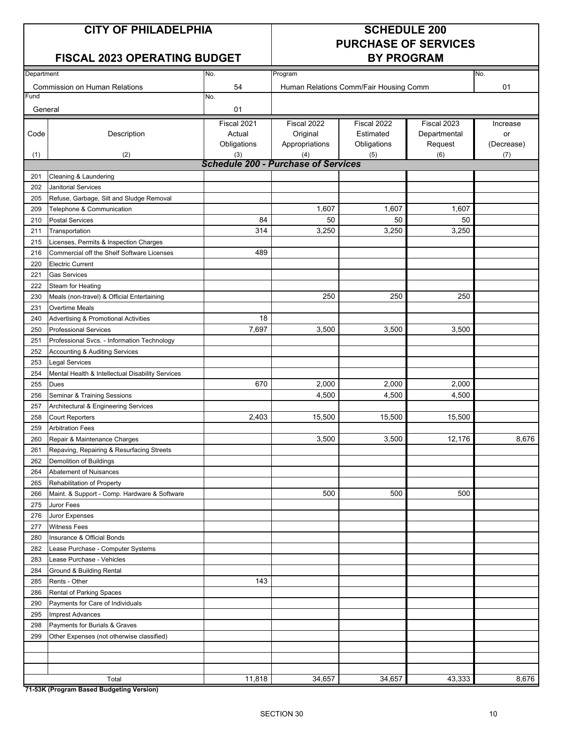# CITY OF PHILADELPHIA

## FISCAL 2023 OPERATING BUDGET

## SCHEDULE 200 PURCHASE OF SERVICES BY PROGRAM

| Department | No. | Program | No. |
|---|---|---|---|
| Commission on Human Relations | 54 | Human Relations Comm/Fair Housing Comm | 01 |
| Fund | No. | | |
| General | 01 | | |

| Code (1) | Description (2) | Fiscal 2021 Actual Obligations (3) | Fiscal 2022 Original Appropriations (4) | Fiscal 2022 Estimated Obligations (5) | Fiscal 2023 Departmental Request (6) | Increase or (Decrease) (7) |
|---|---|---|---|---|---|---|
| | ***Schedule 200 - Purchase of Services*** | | | | | |
| 201 | Cleaning & Laundering | | | | | |
| 202 | Janitorial Services | | | | | |
| 205 | Refuse, Garbage, Silt and Sludge Removal | | | | | |
| 209 | Telephone & Communication | | 1,607 | 1,607 | 1,607 | |
| 210 | Postal Services | 84 | 50 | 50 | 50 | |
| 211 | Transportation | 314 | 3,250 | 3,250 | 3,250 | |
| 215 | Licenses, Permits & Inspection Charges | | | | | |
| 216 | Commercial off the Shelf Software Licenses | 489 | | | | |
| 220 | Electric Current | | | | | |
| 221 | Gas Services | | | | | |
| 222 | Steam for Heating | | | | | |
| 230 | Meals (non-travel) & Official Entertaining | | 250 | 250 | 250 | |
| 231 | Overtime Meals | | | | | |
| 240 | Advertising & Promotional Activities | 18 | | | | |
| 250 | Professional Services | 7,697 | 3,500 | 3,500 | 3,500 | |
| 251 | Professional Svcs. - Information Technology | | | | | |
| 252 | Accounting & Auditing Services | | | | | |
| 253 | Legal Services | | | | | |
| 254 | Mental Health & Intellectual Disability Services | | | | | |
| 255 | Dues | 670 | 2,000 | 2,000 | 2,000 | |
| 256 | Seminar & Training Sessions | | 4,500 | 4,500 | 4,500 | |
| 257 | Architectural & Engineering Services | | | | | |
| 258 | Court Reporters | 2,403 | 15,500 | 15,500 | 15,500 | |
| 259 | Arbitration Fees | | | | | |
| 260 | Repair & Maintenance Charges | | 3,500 | 3,500 | 12,176 | 8,676 |
| 261 | Repaving, Repairing & Resurfacing Streets | | | | | |
| 262 | Demolition of Buildings | | | | | |
| 264 | Abatement of Nuisances | | | | | |
| 265 | Rehabilitation of Property | | | | | |
| 266 | Maint. & Support - Comp. Hardware & Software | | 500 | 500 | 500 | |
| 275 | Juror Fees | | | | | |
| 276 | Juror Expenses | | | | | |
| 277 | Witness Fees | | | | | |
| 280 | Insurance & Official Bonds | | | | | |
| 282 | Lease Purchase - Computer Systems | | | | | |
| 283 | Lease Purchase - Vehicles | | | | | |
| 284 | Ground & Building Rental | | | | | |
| 285 | Rents - Other | 143 | | | | |
| 286 | Rental of Parking Spaces | | | | | |
| 290 | Payments for Care of Individuals | | | | | |
| 295 | Imprest Advances | | | | | |
| 298 | Payments for Burials & Graves | | | | | |
| 299 | Other Expenses (not otherwise classified) | | | | | |
| | | | | | | |
| | | | | | | |
| | | | | | | |
| | Total | 11,818 | 34,657 | 34,657 | 43,333 | 8,676 |

**71-53K (Program Based Budgeting Version)**

SECTION 30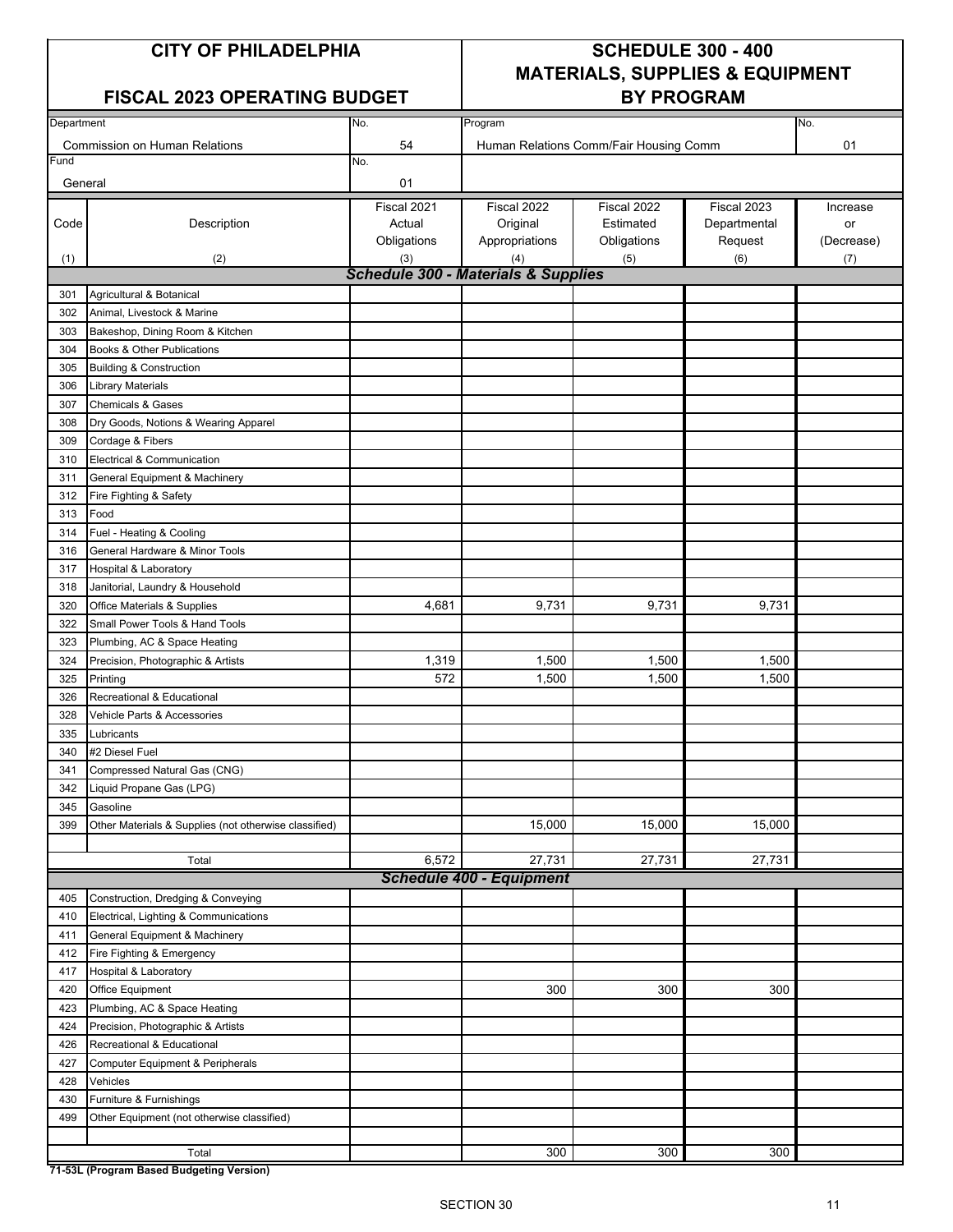# CITY OF PHILADELPHIA

## FISCAL 2023 OPERATING BUDGET

## SCHEDULE 300 - 400 MATERIALS, SUPPLIES & EQUIPMENT BY PROGRAM

| Department | No. | Program | No. |
|---|---|---|---|
| Commission on Human Relations | 54 | Human Relations Comm/Fair Housing Comm | 01 |
| **Fund** | **No.** | | |
| General | 01 | | |

| Code (1) | Description (2) | Fiscal 2021 Actual Obligations (3) | Fiscal 2022 Original Appropriations (4) | Fiscal 2022 Estimated Obligations (5) | Fiscal 2023 Departmental Request (6) | Increase or (Decrease) (7) |
|---|---|---|---|---|---|---|
| | ***Schedule 300 - Materials & Supplies*** | | | | | |
| 301 | Agricultural & Botanical | | | | | |
| 302 | Animal, Livestock & Marine | | | | | |
| 303 | Bakeshop, Dining Room & Kitchen | | | | | |
| 304 | Books & Other Publications | | | | | |
| 305 | Building & Construction | | | | | |
| 306 | Library Materials | | | | | |
| 307 | Chemicals & Gases | | | | | |
| 308 | Dry Goods, Notions & Wearing Apparel | | | | | |
| 309 | Cordage & Fibers | | | | | |
| 310 | Electrical & Communication | | | | | |
| 311 | General Equipment & Machinery | | | | | |
| 312 | Fire Fighting & Safety | | | | | |
| 313 | Food | | | | | |
| 314 | Fuel - Heating & Cooling | | | | | |
| 316 | General Hardware & Minor Tools | | | | | |
| 317 | Hospital & Laboratory | | | | | |
| 318 | Janitorial, Laundry & Household | | | | | |
| 320 | Office Materials & Supplies | 4,681 | 9,731 | 9,731 | 9,731 | |
| 322 | Small Power Tools & Hand Tools | | | | | |
| 323 | Plumbing, AC & Space Heating | | | | | |
| 324 | Precision, Photographic & Artists | 1,319 | 1,500 | 1,500 | 1,500 | |
| 325 | Printing | 572 | 1,500 | 1,500 | 1,500 | |
| 326 | Recreational & Educational | | | | | |
| 328 | Vehicle Parts & Accessories | | | | | |
| 335 | Lubricants | | | | | |
| 340 | #2 Diesel Fuel | | | | | |
| 341 | Compressed Natural Gas (CNG) | | | | | |
| 342 | Liquid Propane Gas (LPG) | | | | | |
| 345 | Gasoline | | | | | |
| 399 | Other Materials & Supplies (not otherwise classified) | | 15,000 | 15,000 | 15,000 | |
| | Total | 6,572 | 27,731 | 27,731 | 27,731 | |
| | ***Schedule 400 - Equipment*** | | | | | |
| 405 | Construction, Dredging & Conveying | | | | | |
| 410 | Electrical, Lighting & Communications | | | | | |
| 411 | General Equipment & Machinery | | | | | |
| 412 | Fire Fighting & Emergency | | | | | |
| 417 | Hospital & Laboratory | | | | | |
| 420 | Office Equipment | | 300 | 300 | 300 | |
| 423 | Plumbing, AC & Space Heating | | | | | |
| 424 | Precision, Photographic & Artists | | | | | |
| 426 | Recreational & Educational | | | | | |
| 427 | Computer Equipment & Peripherals | | | | | |
| 428 | Vehicles | | | | | |
| 430 | Furniture & Furnishings | | | | | |
| 499 | Other Equipment (not otherwise classified) | | | | | |
| | Total | | 300 | 300 | 300 | |

**71-53L (Program Based Budgeting Version)**

SECTION 30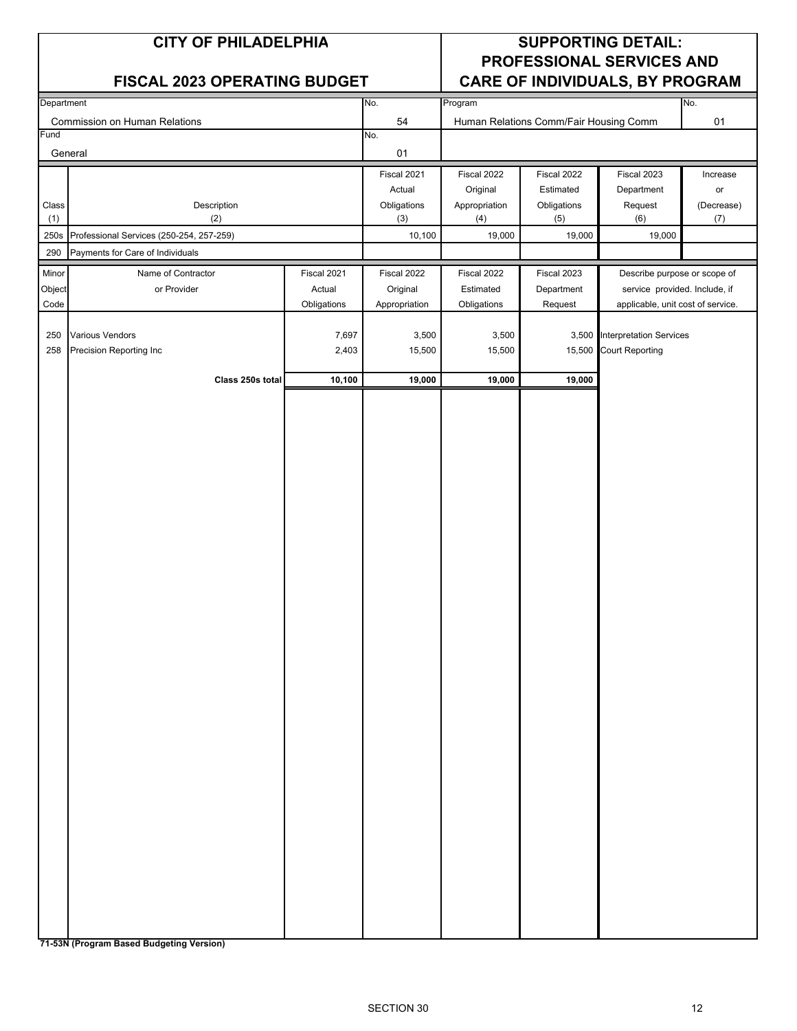# CITY OF PHILADELPHIA

## FISCAL 2023 OPERATING BUDGET

## SUPPORTING DETAIL: PROFESSIONAL SERVICES AND CARE OF INDIVIDUALS, BY PROGRAM

| Department | No. | Program | No. |
|---|---|---|---|
| Commission on Human Relations | 54 | Human Relations Comm/Fair Housing Comm | 01 |
| **Fund** | **No.** | | |
| General | 01 | | |

| Class (1) | Description (2) | Fiscal 2021 Actual Obligations (3) | Fiscal 2022 Original Appropriation (4) | Fiscal 2022 Estimated Obligations (5) | Fiscal 2023 Department Request (6) | Increase or (Decrease) (7) |
|---|---|---|---|---|---|---|
| 250s | Professional Services (250-254, 257-259) | 10,100 | 19,000 | 19,000 | 19,000 | |
| 290 | Payments for Care of Individuals | | | | | |

| Minor Object Code | Name of Contractor or Provider | Fiscal 2021 Actual Obligations | Fiscal 2022 Original Appropriation | Fiscal 2022 Estimated Obligations | Fiscal 2023 Department Request | Describe purpose or scope of service provided. Include, if applicable, unit cost of service. |
|---|---|---|---|---|---|---|
| 250 | Various Vendors | 7,697 | 3,500 | 3,500 | 3,500 | Interpretation Services |
| 258 | Precision Reporting Inc | 2,403 | 15,500 | 15,500 | 15,500 | Court Reporting |
| | **Class 250s total** | **10,100** | **19,000** | **19,000** | **19,000** | |

**71-53N (Program Based Budgeting Version)**

SECTION 30